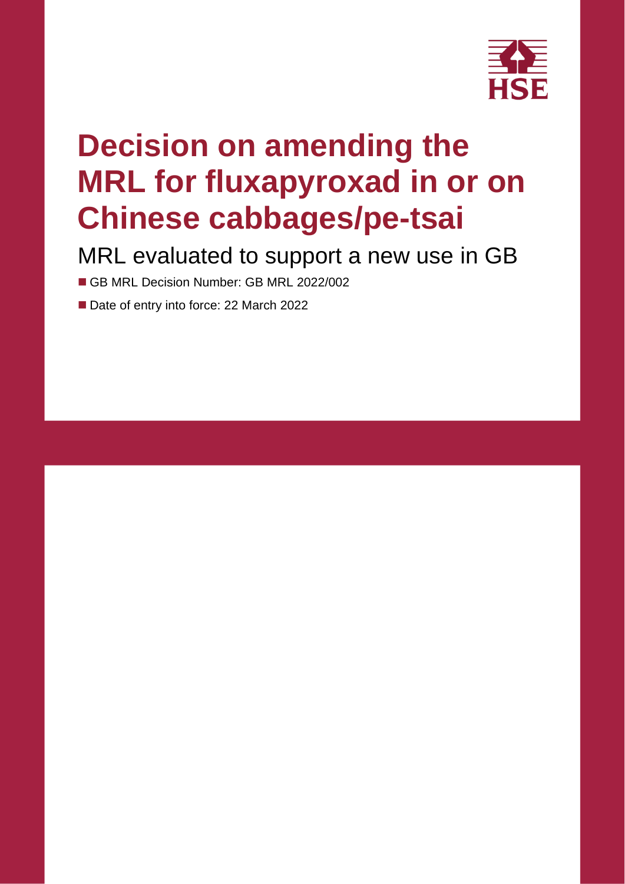# Decision on amending the MRL for fluxapyroxad in or on Chinese cabbages/pe-tsai

MRL evaluated to support a new use in GB

- GB MRL Decision Number: GB MRL 2022/002
- Date of entry into force: 22 March 2022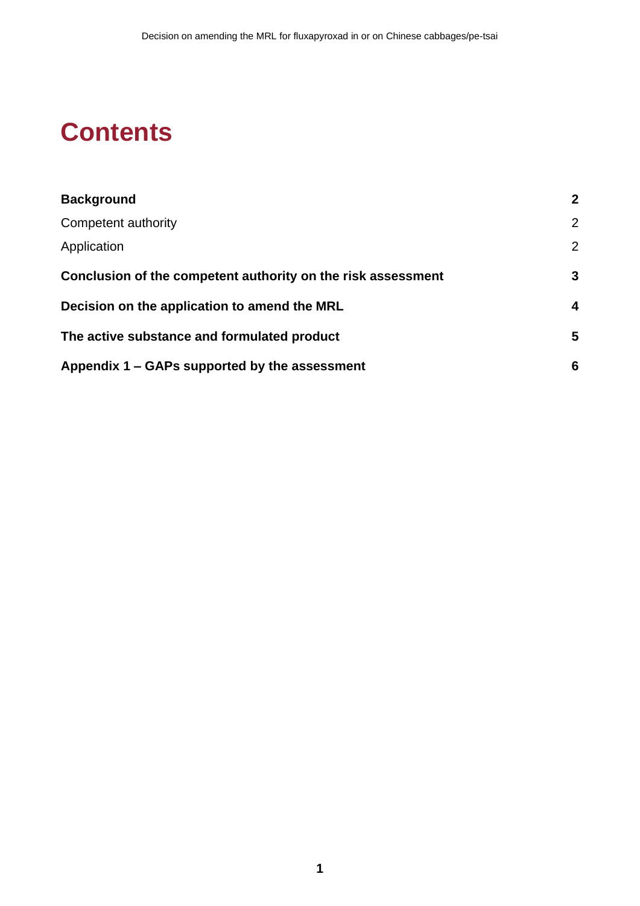# Contents

| | |
|---|---|
| **Background** | **2** |
| Competent authority | 2 |
| Application | 2 |
| **Conclusion of the competent authority on the risk assessment** | **3** |
| **Decision on the application to amend the MRL** | **4** |
| **The active substance and formulated product** | **5** |
| **Appendix 1 – GAPs supported by the assessment** | **6** |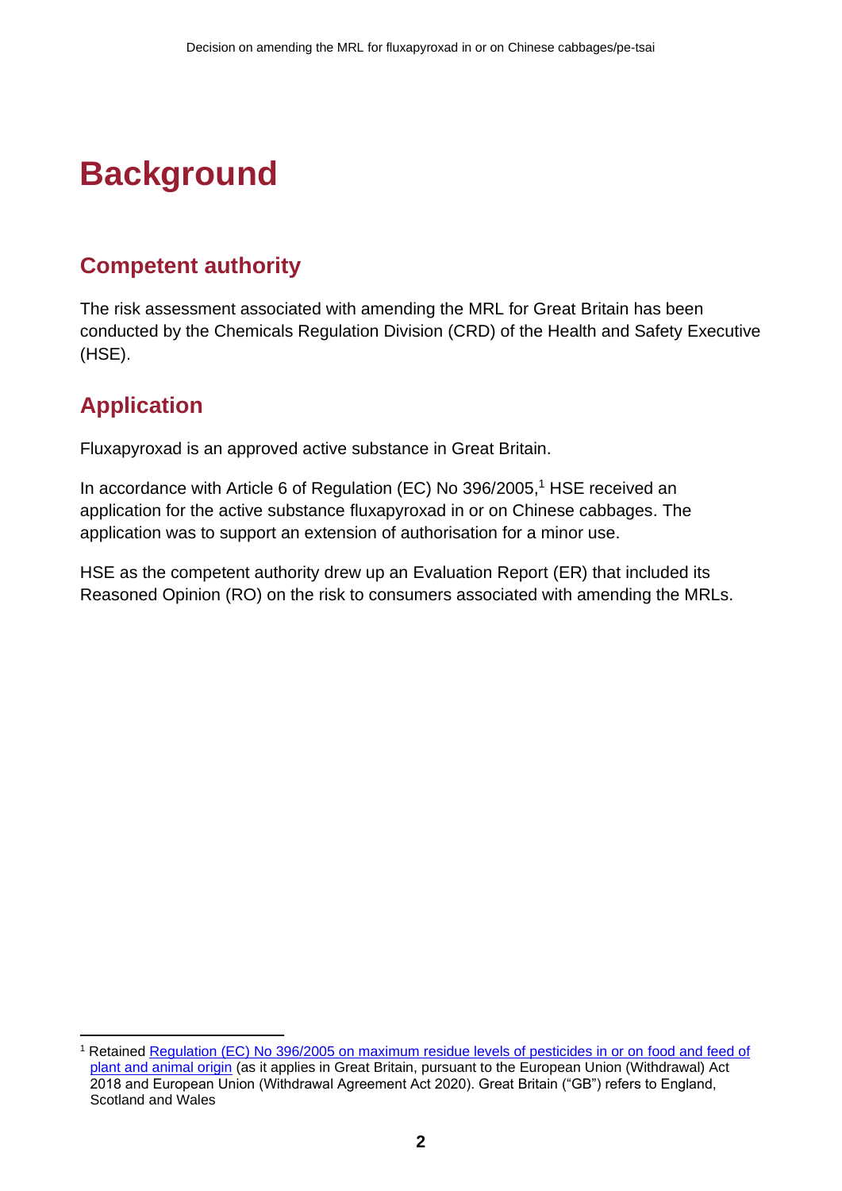# Background

## Competent authority

The risk assessment associated with amending the MRL for Great Britain has been conducted by the Chemicals Regulation Division (CRD) of the Health and Safety Executive (HSE).

## Application

Fluxapyroxad is an approved active substance in Great Britain.

In accordance with Article 6 of Regulation (EC) No 396/2005,[1] HSE received an application for the active substance fluxapyroxad in or on Chinese cabbages. The application was to support an extension of authorisation for a minor use.

HSE as the competent authority drew up an Evaluation Report (ER) that included its Reasoned Opinion (RO) on the risk to consumers associated with amending the MRLs.

---

[1] Retained Regulation (EC) No 396/2005 on maximum residue levels of pesticides in or on food and feed of plant and animal origin (as it applies in Great Britain, pursuant to the European Union (Withdrawal) Act 2018 and European Union (Withdrawal Agreement Act 2020). Great Britain ("GB") refers to England, Scotland and Wales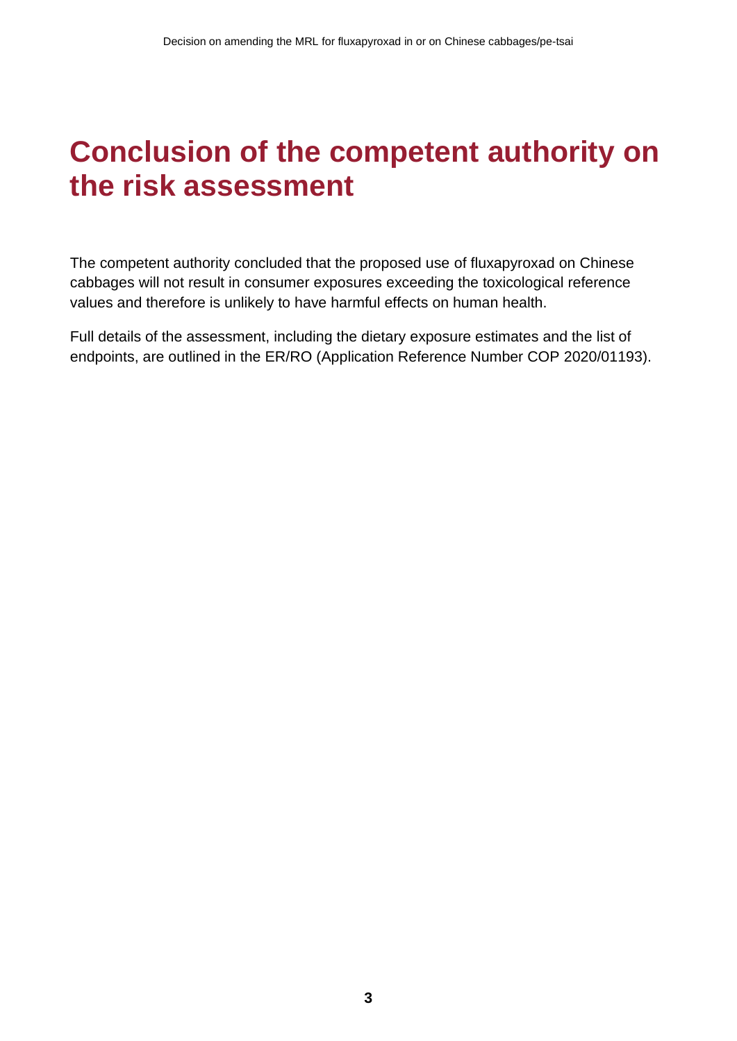# Conclusion of the competent authority on the risk assessment

The competent authority concluded that the proposed use of fluxapyroxad on Chinese cabbages will not result in consumer exposures exceeding the toxicological reference values and therefore is unlikely to have harmful effects on human health.

Full details of the assessment, including the dietary exposure estimates and the list of endpoints, are outlined in the ER/RO (Application Reference Number COP 2020/01193).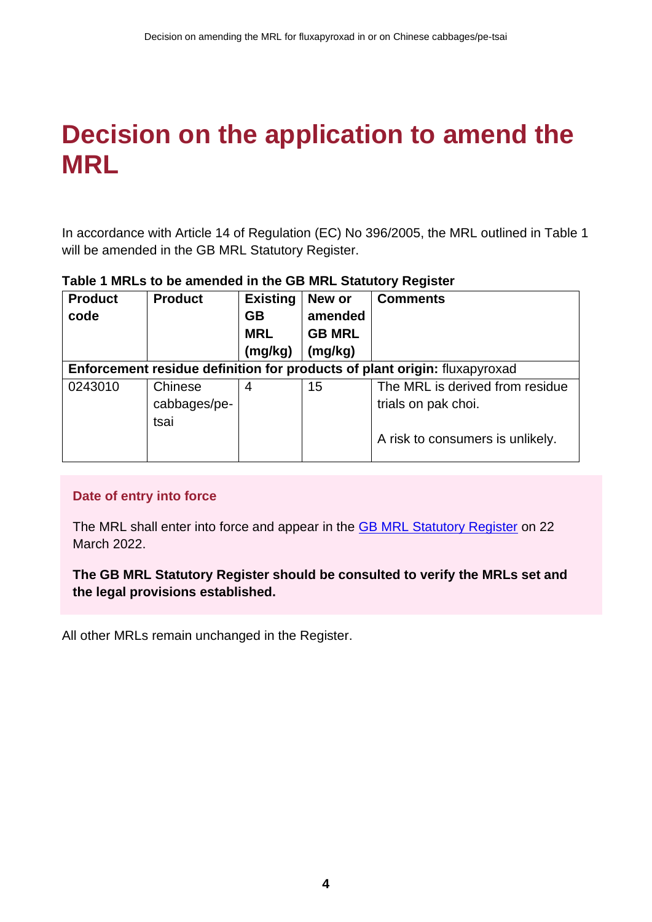# Decision on the application to amend the MRL

In accordance with Article 14 of Regulation (EC) No 396/2005, the MRL outlined in Table 1 will be amended in the GB MRL Statutory Register.

**Table 1 MRLs to be amended in the GB MRL Statutory Register**

| Product code | Product | Existing GB MRL (mg/kg) | New or amended GB MRL (mg/kg) | Comments |
|---|---|---|---|---|
| **Enforcement residue definition for products of plant origin:** fluxapyroxad | | | | |
| 0243010 | Chinese cabbages/pe-tsai | 4 | 15 | The MRL is derived from residue trials on pak choi.<br><br>A risk to consumers is unlikely. |

**Date of entry into force**

The MRL shall enter into force and appear in the GB MRL Statutory Register on 22 March 2022.

**The GB MRL Statutory Register should be consulted to verify the MRLs set and the legal provisions established.**

All other MRLs remain unchanged in the Register.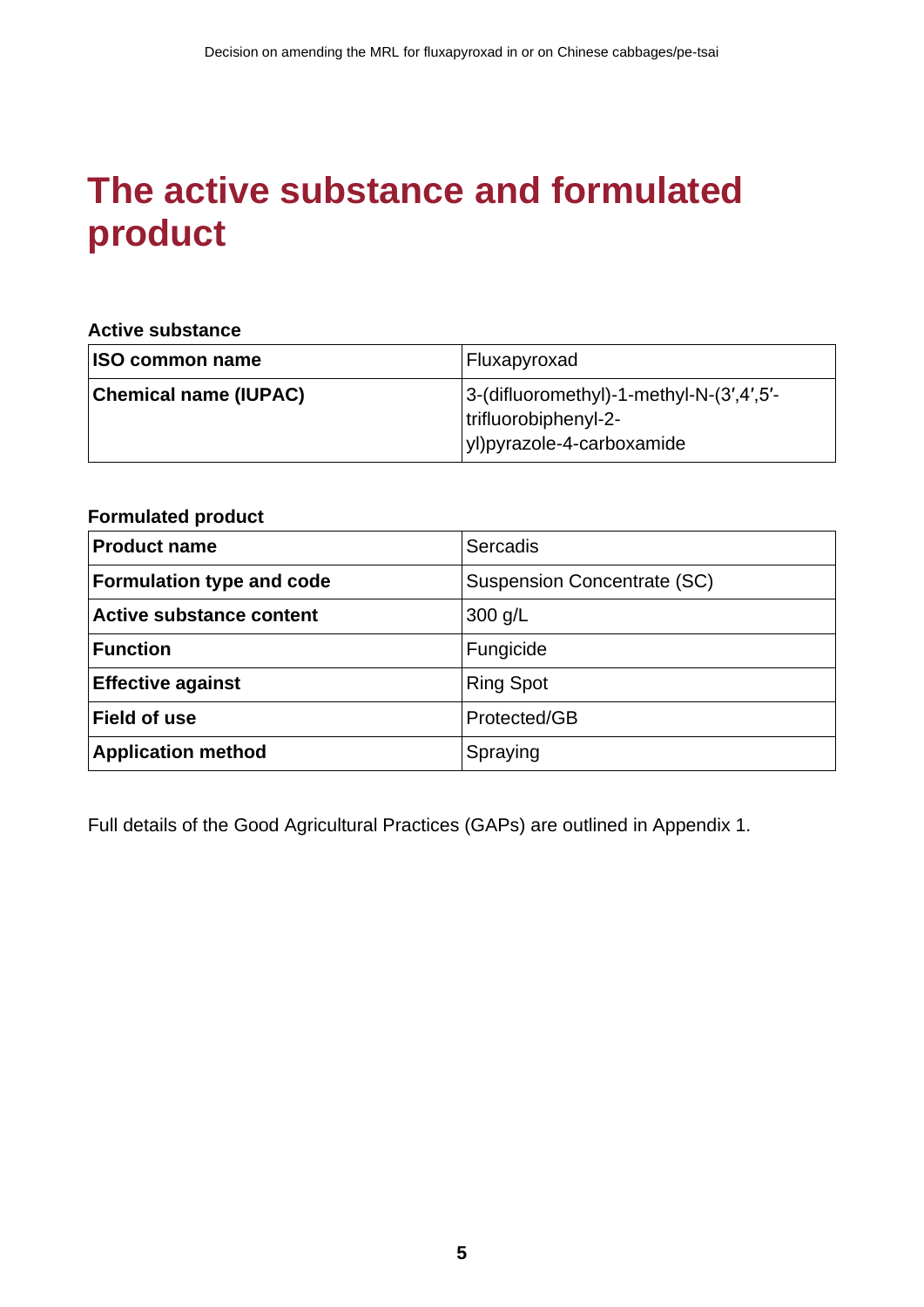# The active substance and formulated product

**Active substance**

| | |
|---|---|
| **ISO common name** | Fluxapyroxad |
| **Chemical name (IUPAC)** | 3-(difluoromethyl)-1-methyl-N-(3′,4′,5′-trifluorobiphenyl-2-yl)pyrazole-4-carboxamide |

**Formulated product**

| | |
|---|---|
| **Product name** | Sercadis |
| **Formulation type and code** | Suspension Concentrate (SC) |
| **Active substance content** | 300 g/L |
| **Function** | Fungicide |
| **Effective against** | Ring Spot |
| **Field of use** | Protected/GB |
| **Application method** | Spraying |

Full details of the Good Agricultural Practices (GAPs) are outlined in Appendix 1.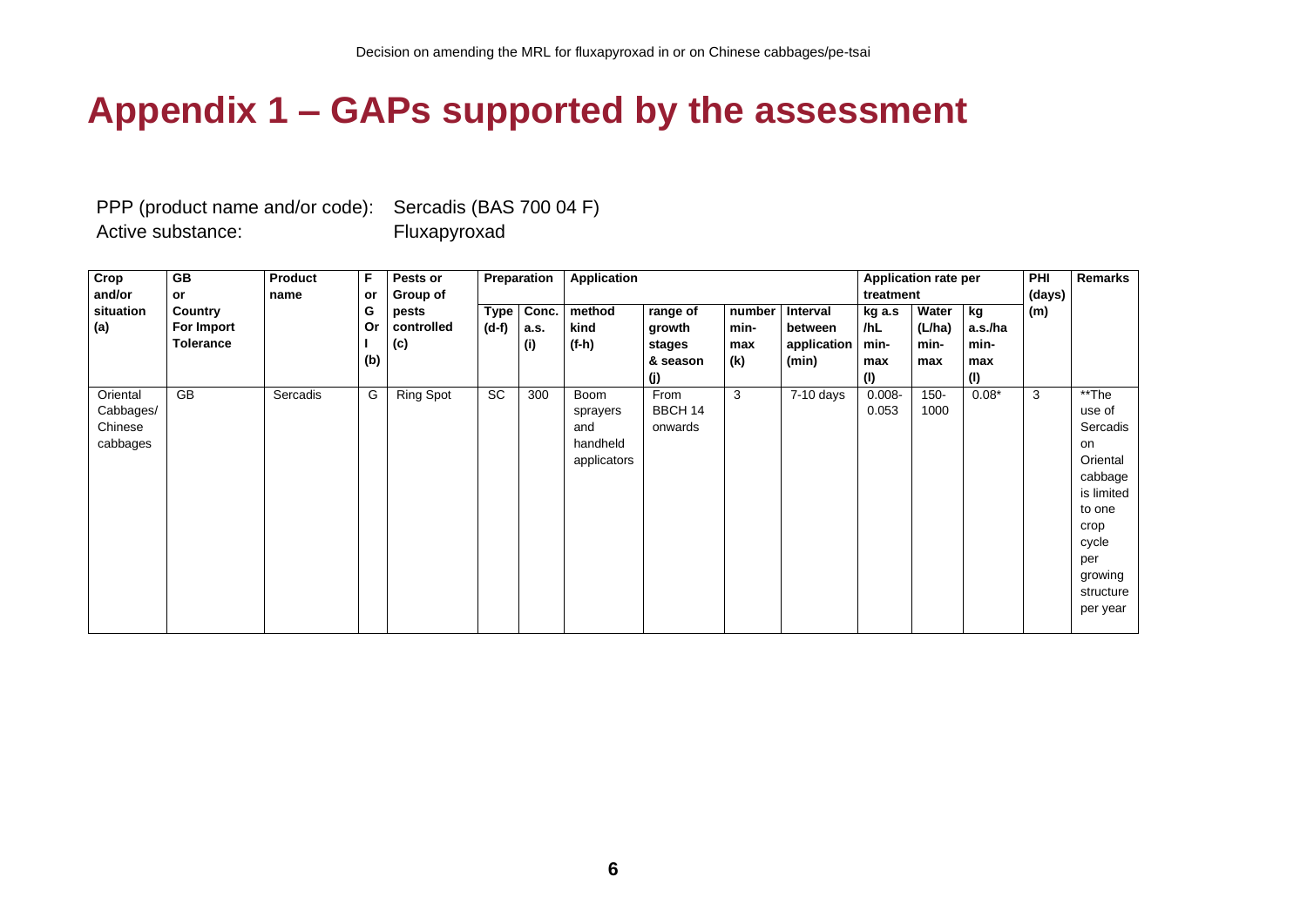# Appendix 1 – GAPs supported by the assessment

PPP (product name and/or code): Sercadis (BAS 700 04 F)
Active substance: Fluxapyroxad

| Crop and/or situation (a) | GB or Country For Import Tolerance | Product name | F or G Or I (b) | Pests or Group of pests controlled (c) | Preparation | | Application | | | | Application rate per treatment | | | PHI (days) (m) | Remarks |
|---|---|---|---|---|---|---|---|---|---|---|---|---|---|---|---|
| | | | | | Type (d-f) | Conc. a.s. (i) | method kind (f-h) | range of growth stages & season (j) | number min-max (k) | Interval between application (min) | kg a.s /hL min-max (l) | Water (L/ha) min-max | kg a.s./ha min-max (l) | | |
| Oriental Cabbages/ Chinese cabbages | GB | Sercadis | G | Ring Spot | SC | 300 | Boom sprayers and handheld applicators | From BBCH 14 onwards | 3 | 7-10 days | 0.008-0.053 | 150-1000 | 0.08* | 3 | **The use of Sercadis on Oriental cabbage is limited to one crop cycle per growing structure per year |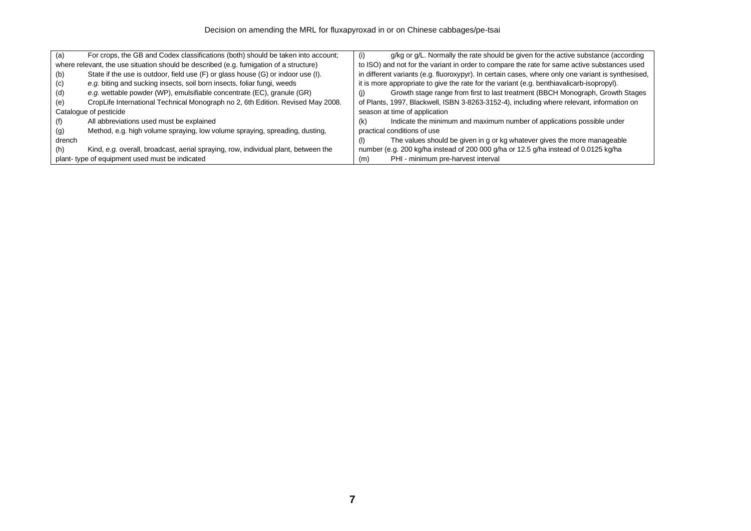| | |
|---|---|
| (a) For crops, the GB and Codex classifications (both) should be taken into account; where relevant, the use situation should be described (e.g. fumigation of a structure)<br>(b) State if the use is outdoor, field use (F) or glass house (G) or indoor use (I).<br>(c) *e.g.* biting and sucking insects, soil born insects, foliar fungi, weeds<br>(d) *e.g.* wettable powder (WP), emulsifiable concentrate (EC), granule (GR)<br>(e) CropLife International Technical Monograph no 2, 6th Edition. Revised May 2008. Catalogue of pesticide<br>(f) All abbreviations used must be explained<br>(g) Method, e.g. high volume spraying, low volume spraying, spreading, dusting, drench<br>(h) Kind, *e.g.* overall, broadcast, aerial spraying, row, individual plant, between the plant- type of equipment used must be indicated | (i) g/kg or g/L. Normally the rate should be given for the active substance (according to ISO) and not for the variant in order to compare the rate for same active substances used in different variants (e.g. fluoroxypyr). In certain cases, where only one variant is synthesised, it is more appropriate to give the rate for the variant (e.g. benthiavalicarb-isopropyl).<br>(j) Growth stage range from first to last treatment (BBCH Monograph, Growth Stages of Plants, 1997, Blackwell, ISBN 3-8263-3152-4), including where relevant, information on season at time of application<br>(k) Indicate the minimum and maximum number of applications possible under practical conditions of use<br>(l) The values should be given in g or kg whatever gives the more manageable number (e.g. 200 kg/ha instead of 200 000 g/ha or 12.5 g/ha instead of 0.0125 kg/ha<br>(m) PHI - minimum pre-harvest interval |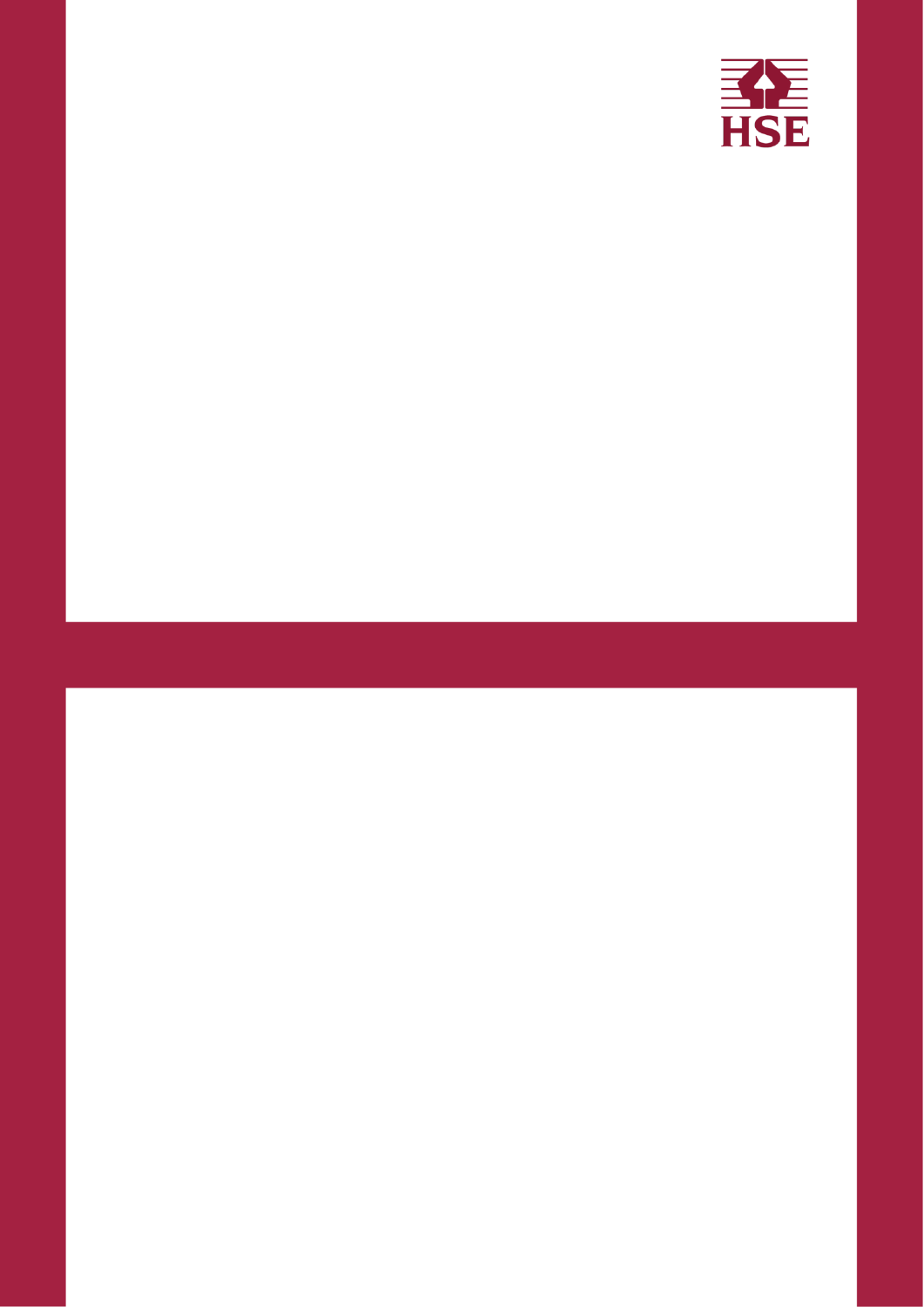HSE